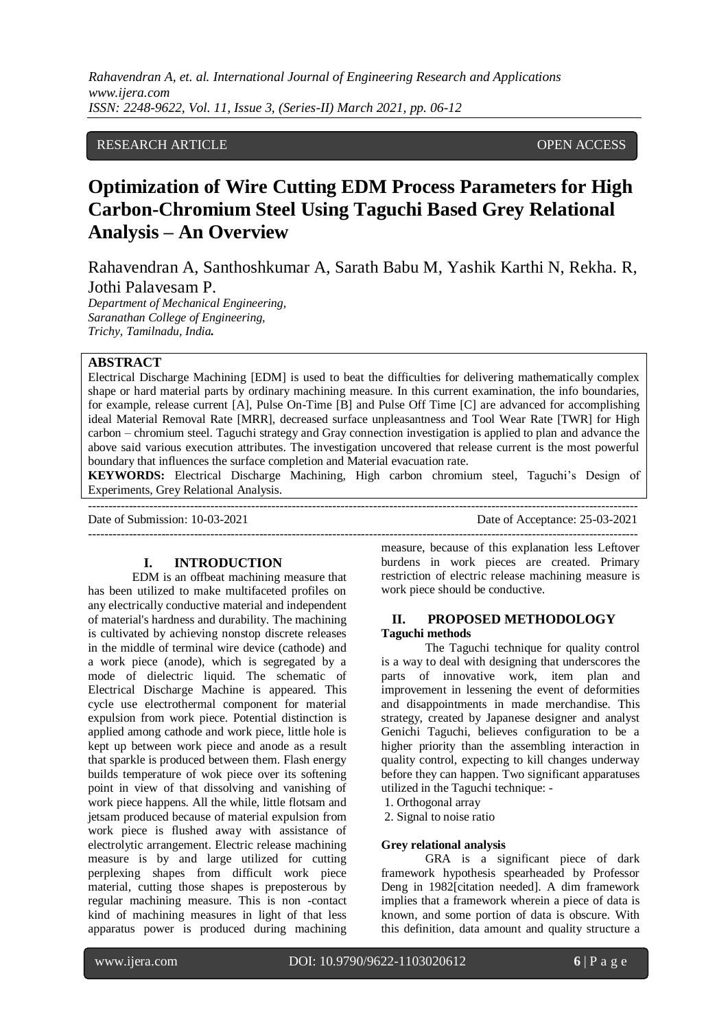RESEARCH ARTICLE OPEN ACCESS

# Optimization of Wire Cutting EDM Process Parameters for High Carbon-Chromium Steel Using Taguchi Based Grey Relational Analysis – An Overview

Rahavendran A, Santhoshkumar A, Sarath Babu M, Yashik Karthi N, Rekha. R, Jothi Palavesam P.

*Department of Mechanical Engineering,*
*Saranathan College of Engineering,*
*Trichy, Tamilnadu, India.*

## ABSTRACT

Electrical Discharge Machining [EDM] is used to beat the difficulties for delivering mathematically complex shape or hard material parts by ordinary machining measure. In this current examination, the info boundaries, for example, release current [A], Pulse On-Time [B] and Pulse Off Time [C] are advanced for accomplishing ideal Material Removal Rate [MRR], decreased surface unpleasantness and Tool Wear Rate [TWR] for High carbon – chromium steel. Taguchi strategy and Gray connection investigation is applied to plan and advance the above said various execution attributes. The investigation uncovered that release current is the most powerful boundary that influences the surface completion and Material evacuation rate.

**KEYWORDS:** Electrical Discharge Machining, High carbon chromium steel, Taguchi's Design of Experiments, Grey Relational Analysis.

---

Date of Submission: 10-03-2021 Date of Acceptance: 25-03-2021

---

## I. INTRODUCTION

EDM is an offbeat machining measure that has been utilized to make multifaceted profiles on any electrically conductive material and independent of material's hardness and durability. The machining is cultivated by achieving nonstop discrete releases in the middle of terminal wire device (cathode) and a work piece (anode), which is segregated by a mode of dielectric liquid. The schematic of Electrical Discharge Machine is appeared. This cycle use electrothermal component for material expulsion from work piece. Potential distinction is applied among cathode and work piece, little hole is kept up between work piece and anode as a result that sparkle is produced between them. Flash energy builds temperature of wok piece over its softening point in view of that dissolving and vanishing of work piece happens. All the while, little flotsam and jetsam produced because of material expulsion from work piece is flushed away with assistance of electrolytic arrangement. Electric release machining measure is by and large utilized for cutting perplexing shapes from difficult work piece material, cutting those shapes is preposterous by regular machining measure. This is non -contact kind of machining measures in light of that less apparatus power is produced during machining measure, because of this explanation less Leftover burdens in work pieces are created. Primary restriction of electric release machining measure is work piece should be conductive.

## II. PROPOSED METHODOLOGY

### Taguchi methods

The Taguchi technique for quality control is a way to deal with designing that underscores the parts of innovative work, item plan and improvement in lessening the event of deformities and disappointments in made merchandise. This strategy, created by Japanese designer and analyst Genichi Taguchi, believes configuration to be a higher priority than the assembling interaction in quality control, expecting to kill changes underway before they can happen. Two significant apparatuses utilized in the Taguchi technique: -

1. Orthogonal array
2. Signal to noise ratio

### Grey relational analysis

GRA is a significant piece of dark framework hypothesis spearheaded by Professor Deng in 1982[citation needed]. A dim framework implies that a framework wherein a piece of data is known, and some portion of data is obscure. With this definition, data amount and quality structure a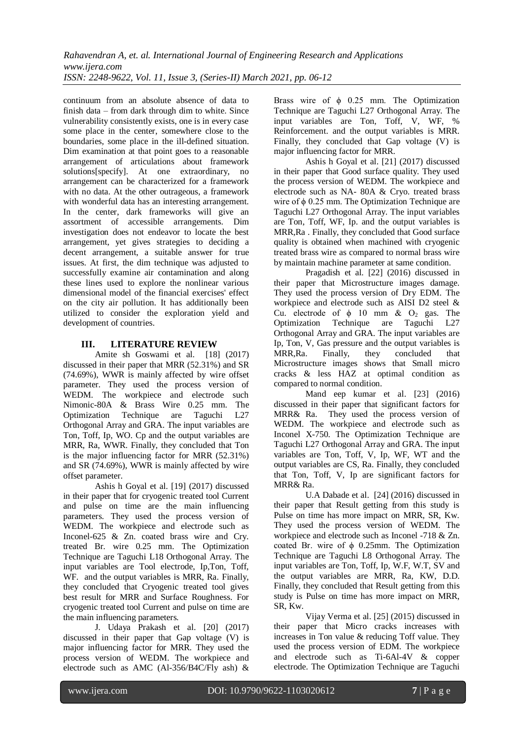continuum from an absolute absence of data to finish data – from dark through dim to white. Since vulnerability consistently exists, one is in every case some place in the center, somewhere close to the boundaries, some place in the ill-defined situation. Dim examination at that point goes to a reasonable arrangement of articulations about framework solutions[specify]. At one extraordinary, no arrangement can be characterized for a framework with no data. At the other outrageous, a framework with wonderful data has an interesting arrangement. In the center, dark frameworks will give an assortment of accessible arrangements. Dim investigation does not endeavor to locate the best arrangement, yet gives strategies to deciding a decent arrangement, a suitable answer for true issues. At first, the dim technique was adjusted to successfully examine air contamination and along these lines used to explore the nonlinear various dimensional model of the financial exercises' effect on the city air pollution. It has additionally been utilized to consider the exploration yield and development of countries.

## III. LITERATURE REVIEW

Amite sh Goswami et al. [18] (2017) discussed in their paper that MRR (52.31%) and SR (74.69%), WWR is mainly affected by wire offset parameter. They used the process version of WEDM. The workpiece and electrode such Nimonic-80A & Brass Wire 0.25 mm. The Optimization Technique are Taguchi L27 Orthogonal Array and GRA. The input variables are Ton, Toff, Ip, WO. Cp and the output variables are MRR, Ra, WWR. Finally, they concluded that Ton is the major influencing factor for MRR (52.31%) and SR (74.69%), WWR is mainly affected by wire offset parameter.

Ashis h Goyal et al. [19] (2017) discussed in their paper that for cryogenic treated tool Current and pulse on time are the main influencing parameters. They used the process version of WEDM. The workpiece and electrode such as Inconel-625 & Zn. coated brass wire and Cry. treated Br. wire 0.25 mm. The Optimization Technique are Taguchi L18 Orthogonal Array. The input variables are Tool electrode, Ip,Ton, Toff, WF. and the output variables is MRR, Ra. Finally, they concluded that Cryogenic treated tool gives best result for MRR and Surface Roughness. For cryogenic treated tool Current and pulse on time are the main influencing parameters.

J. Udaya Prakash et al. [20] (2017) discussed in their paper that Gap voltage (V) is major influencing factor for MRR. They used the process version of WEDM. The workpiece and electrode such as AMC (Al-356/B4C/Fly ash) & Brass wire of ϕ 0.25 mm. The Optimization Technique are Taguchi L27 Orthogonal Array. The input variables are Ton, Toff, V, WF, % Reinforcement. and the output variables is MRR. Finally, they concluded that Gap voltage (V) is major influencing factor for MRR.

Ashis h Goyal et al. [21] (2017) discussed in their paper that Good surface quality. They used the process version of WEDM. The workpiece and electrode such as NA- 80A & Cryo. treated brass wire of ϕ 0.25 mm. The Optimization Technique are Taguchi L27 Orthogonal Array. The input variables are Ton, Toff, WF, Ip. and the output variables is MRR,Ra . Finally, they concluded that Good surface quality is obtained when machined with cryogenic treated brass wire as compared to normal brass wire by maintain machine parameter at same condition.

Pragadish et al. [22] (2016) discussed in their paper that Microstructure images damage. They used the process version of Dry EDM. The workpiece and electrode such as AISI D2 steel & Cu. electrode of ϕ 10 mm & $O_2$ gas. The Optimization Technique are Taguchi L27 Orthogonal Array and GRA. The input variables are Ip, Ton, V, Gas pressure and the output variables is MRR,Ra. Finally, they concluded that Microstructure images shows that Small micro cracks & less HAZ at optimal condition as compared to normal condition.

Mand eep kumar et al. [23] (2016) discussed in their paper that significant factors for MRR& Ra. They used the process version of WEDM. The workpiece and electrode such as Inconel X-750. The Optimization Technique are Taguchi L27 Orthogonal Array and GRA. The input variables are Ton, Toff, V, Ip, WF, WT and the output variables are CS, Ra. Finally, they concluded that Ton, Toff, V, Ip are significant factors for MRR& Ra.

U.A Dabade et al. [24] (2016) discussed in their paper that Result getting from this study is Pulse on time has more impact on MRR, SR, Kw. They used the process version of WEDM. The workpiece and electrode such as Inconel -718 & Zn. coated Br. wire of ϕ 0.25mm. The Optimization Technique are Taguchi L8 Orthogonal Array. The input variables are Ton, Toff, Ip, W.F, W.T, SV and the output variables are MRR, Ra, KW, D.D. Finally, they concluded that Result getting from this study is Pulse on time has more impact on MRR, SR, Kw.

Vijay Verma et al. [25] (2015) discussed in their paper that Micro cracks increases with increases in Ton value & reducing Toff value. They used the process version of EDM. The workpiece and electrode such as Ti-6Al-4V & copper electrode. The Optimization Technique are Taguchi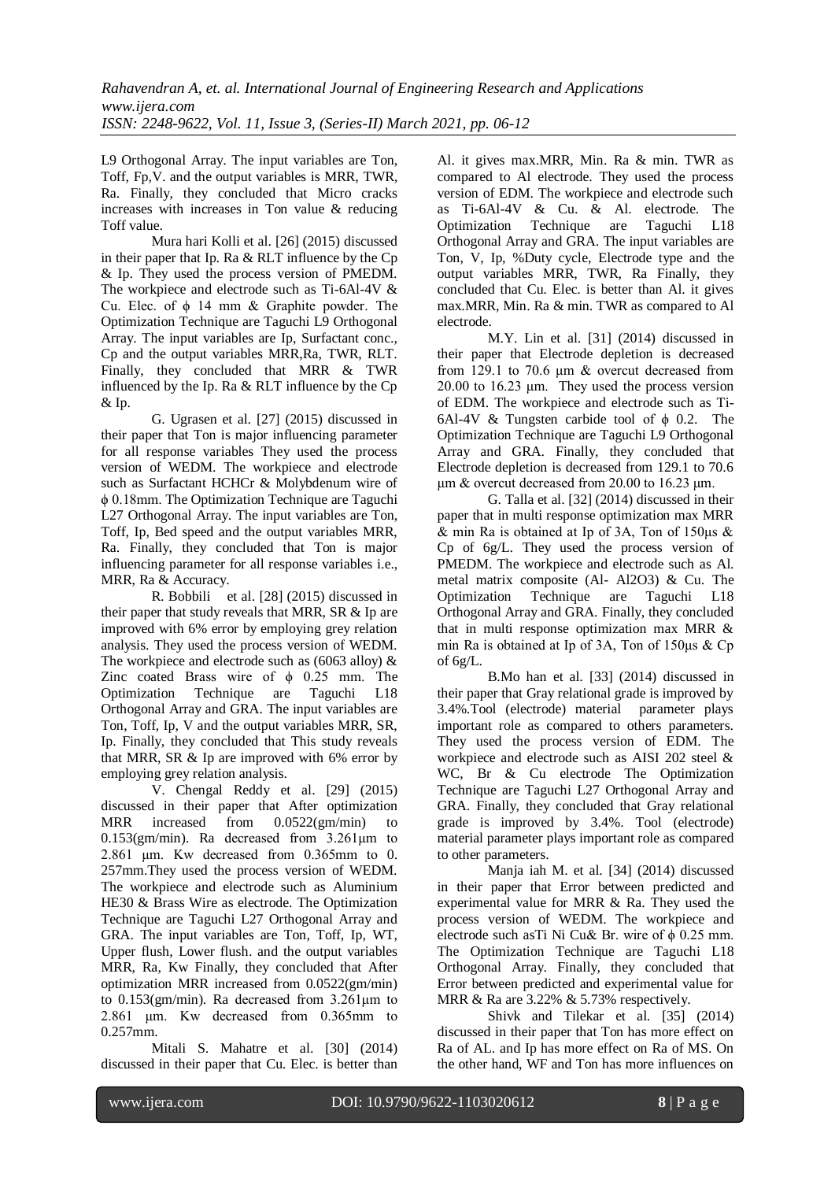L9 Orthogonal Array. The input variables are Ton, Toff, Fp,V. and the output variables is MRR, TWR, Ra. Finally, they concluded that Micro cracks increases with increases in Ton value & reducing Toff value.

Mura hari Kolli et al. [26] (2015) discussed in their paper that Ip. Ra & RLT influence by the Cp & Ip. They used the process version of PMEDM. The workpiece and electrode such as Ti-6Al-4V & Cu. Elec. of ϕ 14 mm & Graphite powder. The Optimization Technique are Taguchi L9 Orthogonal Array. The input variables are Ip, Surfactant conc., Cp and the output variables MRR,Ra, TWR, RLT. Finally, they concluded that MRR & TWR influenced by the Ip. Ra & RLT influence by the Cp & Ip.

G. Ugrasen et al. [27] (2015) discussed in their paper that Ton is major influencing parameter for all response variables They used the process version of WEDM. The workpiece and electrode such as Surfactant HCHCr & Molybdenum wire of ϕ 0.18mm. The Optimization Technique are Taguchi L27 Orthogonal Array. The input variables are Ton, Toff, Ip, Bed speed and the output variables MRR, Ra. Finally, they concluded that Ton is major influencing parameter for all response variables i.e., MRR, Ra & Accuracy.

R. Bobbili et al. [28] (2015) discussed in their paper that study reveals that MRR, SR & Ip are improved with 6% error by employing grey relation analysis. They used the process version of WEDM. The workpiece and electrode such as (6063 alloy) & Zinc coated Brass wire of ϕ 0.25 mm. The Optimization Technique are Taguchi L18 Orthogonal Array and GRA. The input variables are Ton, Toff, Ip, V and the output variables MRR, SR, Ip. Finally, they concluded that This study reveals that MRR, SR & Ip are improved with 6% error by employing grey relation analysis.

V. Chengal Reddy et al. [29] (2015) discussed in their paper that After optimization MRR increased from 0.0522(gm/min) to 0.153(gm/min). Ra decreased from 3.261μm to 2.861 μm. Kw decreased from 0.365mm to 0. 257mm.They used the process version of WEDM. The workpiece and electrode such as Aluminium HE30 & Brass Wire as electrode. The Optimization Technique are Taguchi L27 Orthogonal Array and GRA. The input variables are Ton, Toff, Ip, WT, Upper flush, Lower flush. and the output variables MRR, Ra, Kw Finally, they concluded that After optimization MRR increased from 0.0522(gm/min) to 0.153(gm/min). Ra decreased from 3.261μm to 2.861 μm. Kw decreased from 0.365mm to 0.257mm.

Mitali S. Mahatre et al. [30] (2014) discussed in their paper that Cu. Elec. is better than Al. it gives max.MRR, Min. Ra & min. TWR as compared to Al electrode. They used the process version of EDM. The workpiece and electrode such as Ti-6Al-4V & Cu. & Al. electrode. The Optimization Technique are Taguchi L18 Orthogonal Array and GRA. The input variables are Ton, V, Ip, %Duty cycle, Electrode type and the output variables MRR, TWR, Ra Finally, they concluded that Cu. Elec. is better than Al. it gives max.MRR, Min. Ra & min. TWR as compared to Al electrode.

M.Y. Lin et al. [31] (2014) discussed in their paper that Electrode depletion is decreased from 129.1 to 70.6 μm & overcut decreased from 20.00 to 16.23 μm. They used the process version of EDM. The workpiece and electrode such as Ti-6Al-4V & Tungsten carbide tool of ϕ 0.2. The Optimization Technique are Taguchi L9 Orthogonal Array and GRA. Finally, they concluded that Electrode depletion is decreased from 129.1 to 70.6 μm & overcut decreased from 20.00 to 16.23 μm.

G. Talla et al. [32] (2014) discussed in their paper that in multi response optimization max MRR & min Ra is obtained at Ip of 3A, Ton of 150μs & Cp of 6g/L. They used the process version of PMEDM. The workpiece and electrode such as Al. metal matrix composite (Al- Al2O3) & Cu. The Optimization Technique are Taguchi L18 Orthogonal Array and GRA. Finally, they concluded that in multi response optimization max MRR & min Ra is obtained at Ip of 3A, Ton of 150μs & Cp of 6g/L.

B.Mo han et al. [33] (2014) discussed in their paper that Gray relational grade is improved by 3.4%.Tool (electrode) material parameter plays important role as compared to others parameters. They used the process version of EDM. The workpiece and electrode such as AISI 202 steel & WC, Br & Cu electrode The Optimization Technique are Taguchi L27 Orthogonal Array and GRA. Finally, they concluded that Gray relational grade is improved by 3.4%. Tool (electrode) material parameter plays important role as compared to other parameters.

Manja iah M. et al. [34] (2014) discussed in their paper that Error between predicted and experimental value for MRR & Ra. They used the process version of WEDM. The workpiece and electrode such asTi Ni Cu& Br. wire of ϕ 0.25 mm. The Optimization Technique are Taguchi L18 Orthogonal Array. Finally, they concluded that Error between predicted and experimental value for MRR & Ra are 3.22% & 5.73% respectively.

Shivk and Tilekar et al. [35] (2014) discussed in their paper that Ton has more effect on Ra of AL. and Ip has more effect on Ra of MS. On the other hand, WF and Ton has more influences on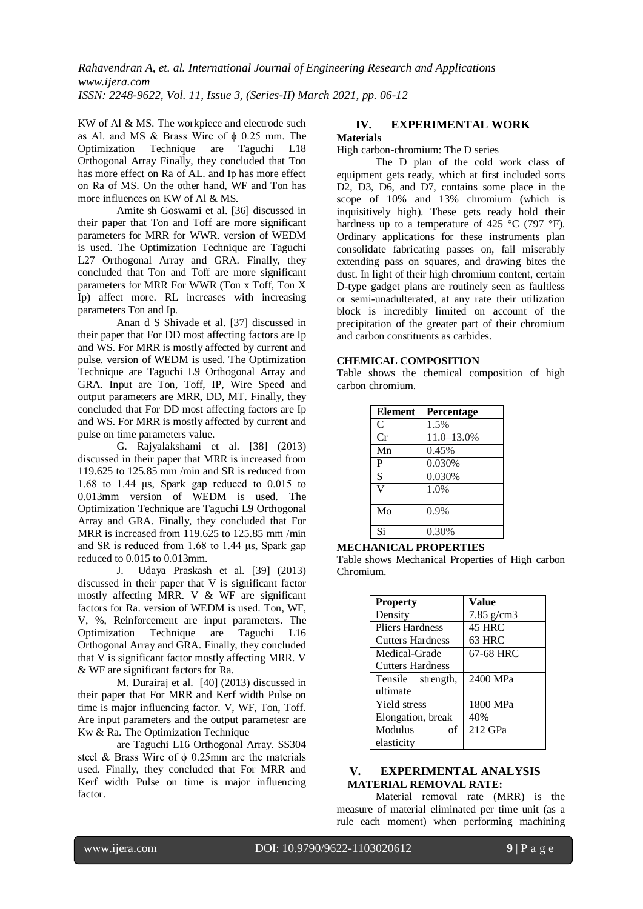KW of Al & MS. The workpiece and electrode such as Al. and MS & Brass Wire of ϕ 0.25 mm. The Optimization Technique are Taguchi L18 Orthogonal Array Finally, they concluded that Ton has more effect on Ra of AL. and Ip has more effect on Ra of MS. On the other hand, WF and Ton has more influences on KW of Al & MS.

Amite sh Goswami et al. [36] discussed in their paper that Ton and Toff are more significant parameters for MRR for WWR. version of WEDM is used. The Optimization Technique are Taguchi L27 Orthogonal Array and GRA. Finally, they concluded that Ton and Toff are more significant parameters for MRR For WWR (Ton x Toff, Ton X Ip) affect more. RL increases with increasing parameters Ton and Ip.

Anan d S Shivade et al. [37] discussed in their paper that For DD most affecting factors are Ip and WS. For MRR is mostly affected by current and pulse. version of WEDM is used. The Optimization Technique are Taguchi L9 Orthogonal Array and GRA. Input are Ton, Toff, IP, Wire Speed and output parameters are MRR, DD, MT. Finally, they concluded that For DD most affecting factors are Ip and WS. For MRR is mostly affected by current and pulse on time parameters value.

G. Rajyalakshami et al. [38] (2013) discussed in their paper that MRR is increased from 119.625 to 125.85 mm /min and SR is reduced from 1.68 to 1.44 µs, Spark gap reduced to 0.015 to 0.013mm version of WEDM is used. The Optimization Technique are Taguchi L9 Orthogonal Array and GRA. Finally, they concluded that For MRR is increased from 119.625 to 125.85 mm /min and SR is reduced from 1.68 to 1.44 µs, Spark gap reduced to 0.015 to 0.013mm.

J. Udaya Praskash et al. [39] (2013) discussed in their paper that V is significant factor mostly affecting MRR. V & WF are significant factors for Ra. version of WEDM is used. Ton, WF, V, %, Reinforcement are input parameters. The Optimization Technique are Taguchi L16 Orthogonal Array and GRA. Finally, they concluded that V is significant factor mostly affecting MRR. V & WF are significant factors for Ra.

M. Durairaj et al. [40] (2013) discussed in their paper that For MRR and Kerf width Pulse on time is major influencing factor. V, WF, Ton, Toff. Are input parameters and the output parametesr are Kw & Ra. The Optimization Technique

are Taguchi L16 Orthogonal Array. SS304 steel & Brass Wire of ϕ 0.25mm are the materials used. Finally, they concluded that For MRR and Kerf width Pulse on time is major influencing factor.

## IV. EXPERIMENTAL WORK

**Materials**

High carbon-chromium: The D series

The D plan of the cold work class of equipment gets ready, which at first included sorts D2, D3, D6, and D7, contains some place in the scope of 10% and 13% chromium (which is inquisitively high). These gets ready hold their hardness up to a temperature of 425 °C (797 °F). Ordinary applications for these instruments plan consolidate fabricating passes on, fail miserably extending pass on squares, and drawing bites the dust. In light of their high chromium content, certain D-type gadget plans are routinely seen as faultless or semi-unadulterated, at any rate their utilization block is incredibly limited on account of the precipitation of the greater part of their chromium and carbon constituents as carbides.

**CHEMICAL COMPOSITION**

Table shows the chemical composition of high carbon chromium.

| Element | Percentage |
|---|---|
| C | 1.5% |
| Cr | 11.0–13.0% |
| Mn | 0.45% |
| P | 0.030% |
| S | 0.030% |
| V | 1.0% |
| Mo | 0.9% |
| Si | 0.30% |

**MECHANICAL PROPERTIES**

Table shows Mechanical Properties of High carbon Chromium.

| Property | Value |
|---|---|
| Density | 7.85 g/cm3 |
| Pliers Hardness | 45 HRC |
| Cutters Hardness | 63 HRC |
| Medical-Grade Cutters Hardness | 67-68 HRC |
| Tensile strength, ultimate | 2400 MPa |
| Yield stress | 1800 MPa |
| Elongation, break | 40% |
| Modulus of elasticity | 212 GPa |

## V. EXPERIMENTAL ANALYSIS

**MATERIAL REMOVAL RATE:**

Material removal rate (MRR) is the measure of material eliminated per time unit (as a rule each moment) when performing machining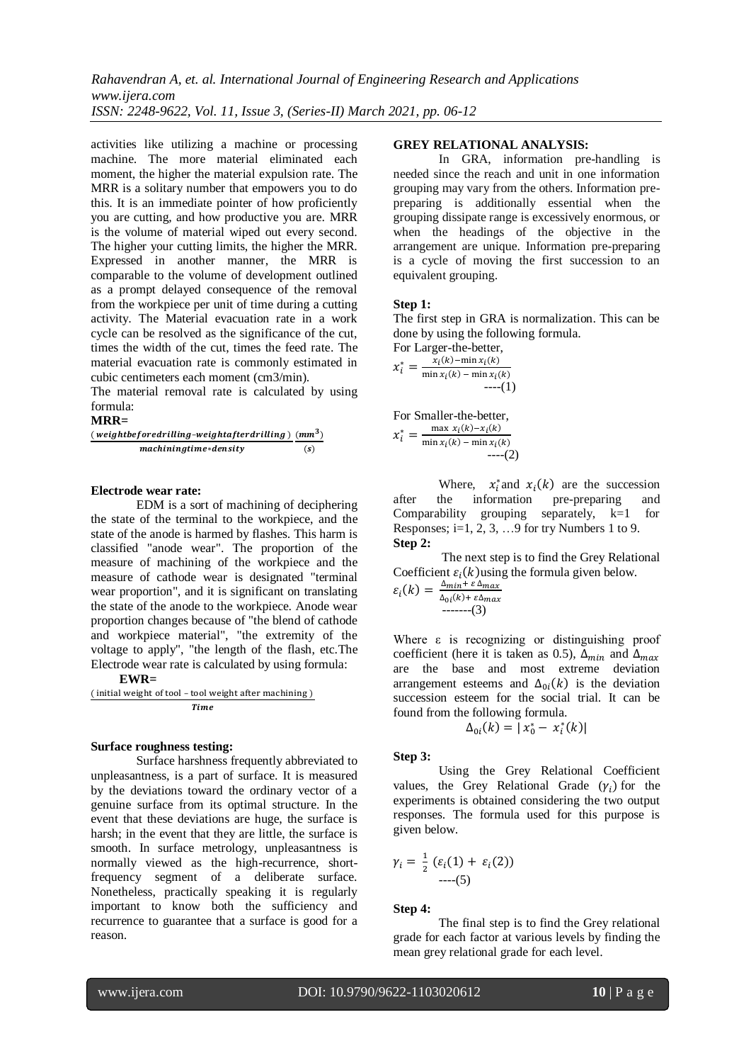activities like utilizing a machine or processing machine. The more material eliminated each moment, the higher the material expulsion rate. The MRR is a solitary number that empowers you to do this. It is an immediate pointer of how proficiently you are cutting, and how productive you are. MRR is the volume of material wiped out every second. The higher your cutting limits, the higher the MRR. Expressed in another manner, the MRR is comparable to the volume of development outlined as a prompt delayed consequence of the removal from the workpiece per unit of time during a cutting activity. The Material evacuation rate in a work cycle can be resolved as the significance of the cut, times the width of the cut, times the feed rate. The material evacuation rate is commonly estimated in cubic centimeters each moment (cm3/min).

The material removal rate is calculated by using formula:

**MRR=**

$$\frac{(\textit{weightbeforedrilling}-\textit{weightafterdrilling})}{\textit{machiningtime}*\textit{density}} \; \frac{(\boldsymbol{mm^3})}{(\boldsymbol{s})}$$

### Electrode wear rate:

EDM is a sort of machining of deciphering the state of the terminal to the workpiece, and the state of the anode is harmed by flashes. This harm is classified "anode wear". The proportion of the measure of machining of the workpiece and the measure of cathode wear is designated "terminal wear proportion", and it is significant on translating the state of the anode to the workpiece. Anode wear proportion changes because of "the blend of cathode and workpiece material", "the extremity of the voltage to apply", "the length of the flash, etc.The Electrode wear rate is calculated by using formula:

**EWR=**

$$\frac{(\text{initial weight of tool} - \text{tool weight after machining})}{\textit{Time}}$$

### Surface roughness testing:

Surface harshness frequently abbreviated to unpleasantness, is a part of surface. It is measured by the deviations toward the ordinary vector of a genuine surface from its optimal structure. In the event that these deviations are huge, the surface is harsh; in the event that they are little, the surface is smooth. In surface metrology, unpleasantness is normally viewed as the high-recurrence, short-frequency segment of a deliberate surface. Nonetheless, practically speaking it is regularly important to know both the sufficiency and recurrence to guarantee that a surface is good for a reason.

### GREY RELATIONAL ANALYSIS:

In GRA, information pre-handling is needed since the reach and unit in one information grouping may vary from the others. Information pre-preparing is additionally essential when the grouping dissipate range is excessively enormous, or when the headings of the objective in the arrangement are unique. Information pre-preparing is a cycle of moving the first succession to an equivalent grouping.

**Step 1:**

The first step in GRA is normalization. This can be done by using the following formula.

For Larger-the-better,

$$x_i^* = \frac{x_i(k) - \min x_i(k)}{\min x_i(k) - \min x_i(k)} \quad \text{----(1)}$$

For Smaller-the-better,

$$x_i^* = \frac{\max x_i(k) - x_i(k)}{\min x_i(k) - \min x_i(k)} \quad \text{----(2)}$$

Where, $x_i^*$ and $x_i(k)$ are the succession after the information pre-preparing and Comparability grouping separately, k=1 for Responses; i=1, 2, 3, …9 for try Numbers 1 to 9.

**Step 2:**

The next step is to find the Grey Relational Coefficient $\varepsilon_i(k)$ using the formula given below.

$$\varepsilon_i(k) = \frac{\Delta_{min} + \varepsilon\Delta_{max}}{\Delta_{0i}(k) + \varepsilon\Delta_{max}} \quad \text{-------(3)}$$

Where ε is recognizing or distinguishing proof coefficient (here it is taken as 0.5), $\Delta_{min}$ and $\Delta_{max}$ are the base and most extreme deviation arrangement esteems and $\Delta_{0i}(k)$ is the deviation succession esteem for the social trial. It can be found from the following formula.

$$\Delta_{0i}(k) = |\, x_0^* - x_i^*(k)|$$

**Step 3:**

Using the Grey Relational Coefficient values, the Grey Relational Grade $(\gamma_i)$ for the experiments is obtained considering the two output responses. The formula used for this purpose is given below.

$$\gamma_i = \frac{1}{2}\,(\varepsilon_i(1) + \varepsilon_i(2)) \quad \text{----(5)}$$

**Step 4:**

The final step is to find the Grey relational grade for each factor at various levels by finding the mean grey relational grade for each level.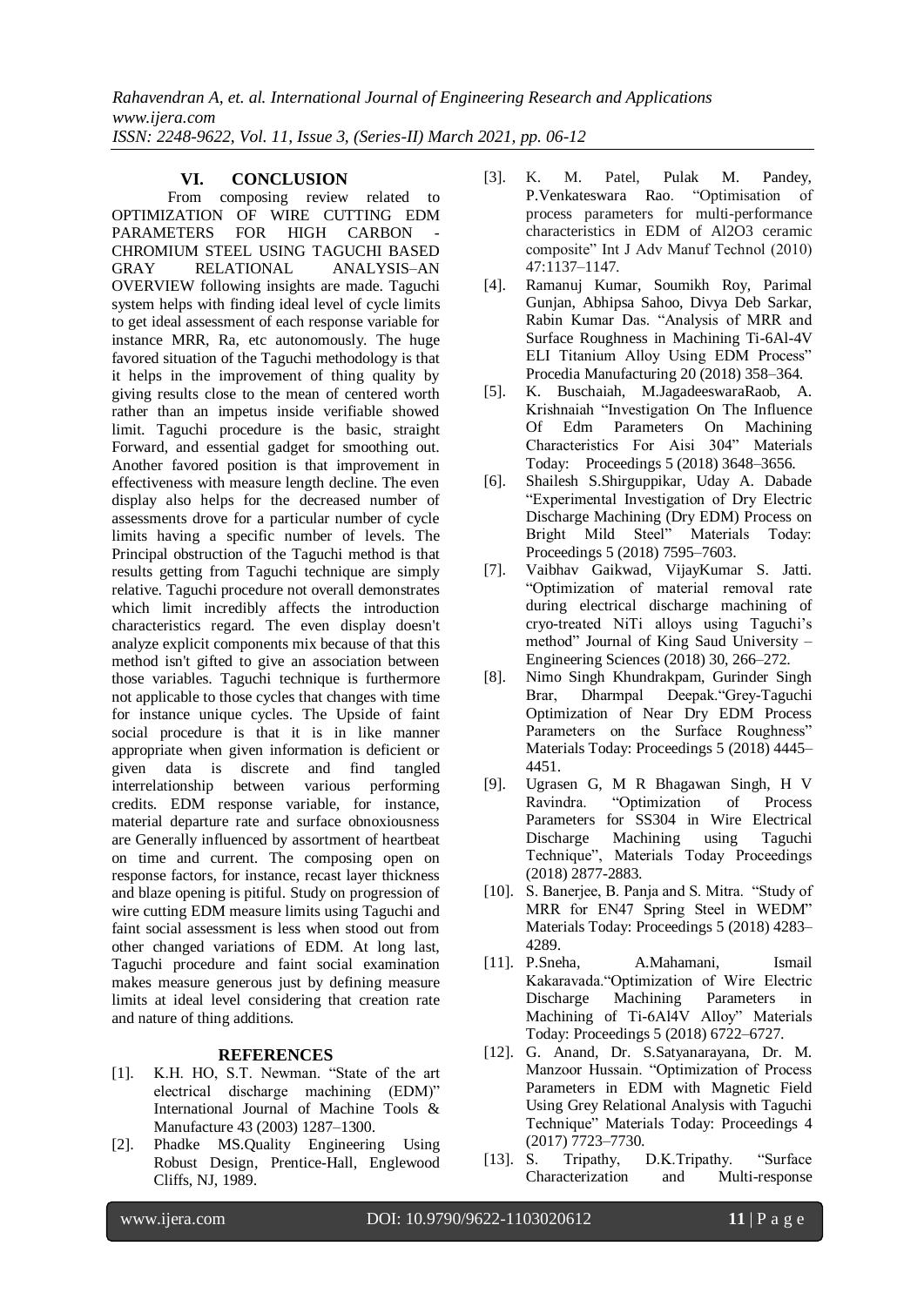## VI. CONCLUSION

From composing review related to OPTIMIZATION OF WIRE CUTTING EDM PARAMETERS FOR HIGH CARBON - CHROMIUM STEEL USING TAGUCHI BASED GRAY RELATIONAL ANALYSIS–AN OVERVIEW following insights are made. Taguchi system helps with finding ideal level of cycle limits to get ideal assessment of each response variable for instance MRR, Ra, etc autonomously. The huge favored situation of the Taguchi methodology is that it helps in the improvement of thing quality by giving results close to the mean of centered worth rather than an impetus inside verifiable showed limit. Taguchi procedure is the basic, straight Forward, and essential gadget for smoothing out. Another favored position is that improvement in effectiveness with measure length decline. The even display also helps for the decreased number of assessments drove for a particular number of cycle limits having a specific number of levels. The Principal obstruction of the Taguchi method is that results getting from Taguchi technique are simply relative. Taguchi procedure not overall demonstrates which limit incredibly affects the introduction characteristics regard. The even display doesn't analyze explicit components mix because of that this method isn't gifted to give an association between those variables. Taguchi technique is furthermore not applicable to those cycles that changes with time for instance unique cycles. The Upside of faint social procedure is that it is in like manner appropriate when given information is deficient or given data is discrete and find tangled interrelationship between various performing credits. EDM response variable, for instance, material departure rate and surface obnoxiousness are Generally influenced by assortment of heartbeat on time and current. The composing open on response factors, for instance, recast layer thickness and blaze opening is pitiful. Study on progression of wire cutting EDM measure limits using Taguchi and faint social assessment is less when stood out from other changed variations of EDM. At long last, Taguchi procedure and faint social examination makes measure generous just by defining measure limits at ideal level considering that creation rate and nature of thing additions.

## REFERENCES

[1]. K.H. HO, S.T. Newman. "State of the art electrical discharge machining (EDM)" International Journal of Machine Tools & Manufacture 43 (2003) 1287–1300.

[2]. Phadke MS.Quality Engineering Using Robust Design, Prentice-Hall, Englewood Cliffs, NJ, 1989.

[3]. K. M. Patel, Pulak M. Pandey, P.Venkateswara Rao. "Optimisation of process parameters for multi-performance characteristics in EDM of Al2O3 ceramic composite" Int J Adv Manuf Technol (2010) 47:1137–1147.

[4]. Ramanuj Kumar, Soumikh Roy, Parimal Gunjan, Abhipsa Sahoo, Divya Deb Sarkar, Rabin Kumar Das. "Analysis of MRR and Surface Roughness in Machining Ti-6Al-4V ELI Titanium Alloy Using EDM Process" Procedia Manufacturing 20 (2018) 358–364.

[5]. K. Buschaiah, M.JagadeeswaraRaob, A. Krishnaiah "Investigation On The Influence Of Edm Parameters On Machining Characteristics For Aisi 304" Materials Today: Proceedings 5 (2018) 3648–3656.

[6]. Shailesh S.Shirguppikar, Uday A. Dabade "Experimental Investigation of Dry Electric Discharge Machining (Dry EDM) Process on Bright Mild Steel" Materials Today: Proceedings 5 (2018) 7595–7603.

[7]. Vaibhav Gaikwad, VijayKumar S. Jatti. "Optimization of material removal rate during electrical discharge machining of cryo-treated NiTi alloys using Taguchi's method" Journal of King Saud University – Engineering Sciences (2018) 30, 266–272.

[8]. Nimo Singh Khundrakpam, Gurinder Singh Brar, Dharmpal Deepak."Grey-Taguchi Optimization of Near Dry EDM Process Parameters on the Surface Roughness" Materials Today: Proceedings 5 (2018) 4445–4451.

[9]. Ugrasen G, M R Bhagawan Singh, H V Ravindra. "Optimization of Process Parameters for SS304 in Wire Electrical Discharge Machining using Taguchi Technique", Materials Today Proceedings (2018) 2877-2883.

[10]. S. Banerjee, B. Panja and S. Mitra. "Study of MRR for EN47 Spring Steel in WEDM" Materials Today: Proceedings 5 (2018) 4283–4289.

[11]. P.Sneha, A.Mahamani, Ismail Kakaravada."Optimization of Wire Electric Discharge Machining Parameters in Machining of Ti-6Al4V Alloy" Materials Today: Proceedings 5 (2018) 6722–6727.

[12]. G. Anand, Dr. S.Satyanarayana, Dr. M. Manzoor Hussain. "Optimization of Process Parameters in EDM with Magnetic Field Using Grey Relational Analysis with Taguchi Technique" Materials Today: Proceedings 4 (2017) 7723–7730.

[13]. S. Tripathy, D.K.Tripathy. "Surface Characterization and Multi-response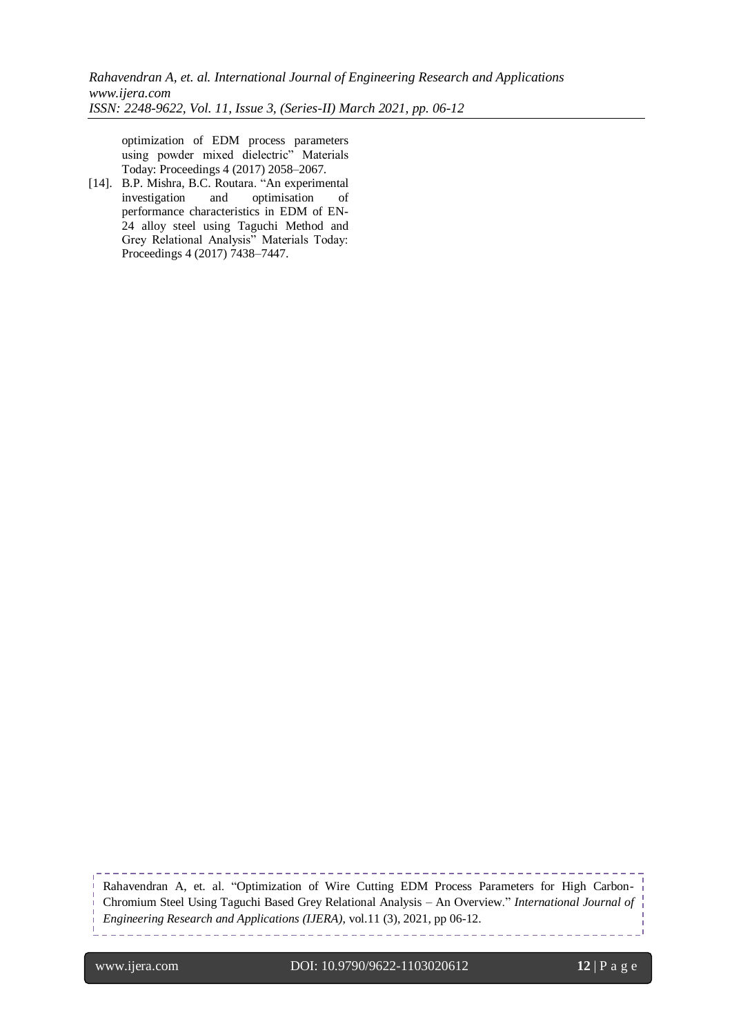optimization of EDM process parameters using powder mixed dielectric" Materials Today: Proceedings 4 (2017) 2058–2067.

[14]. B.P. Mishra, B.C. Routara. "An experimental investigation and optimisation of performance characteristics in EDM of EN-24 alloy steel using Taguchi Method and Grey Relational Analysis" Materials Today: Proceedings 4 (2017) 7438–7447.

Rahavendran A, et. al. "Optimization of Wire Cutting EDM Process Parameters for High Carbon-Chromium Steel Using Taguchi Based Grey Relational Analysis – An Overview." *International Journal of Engineering Research and Applications (IJERA)*, vol.11 (3), 2021, pp 06-12.